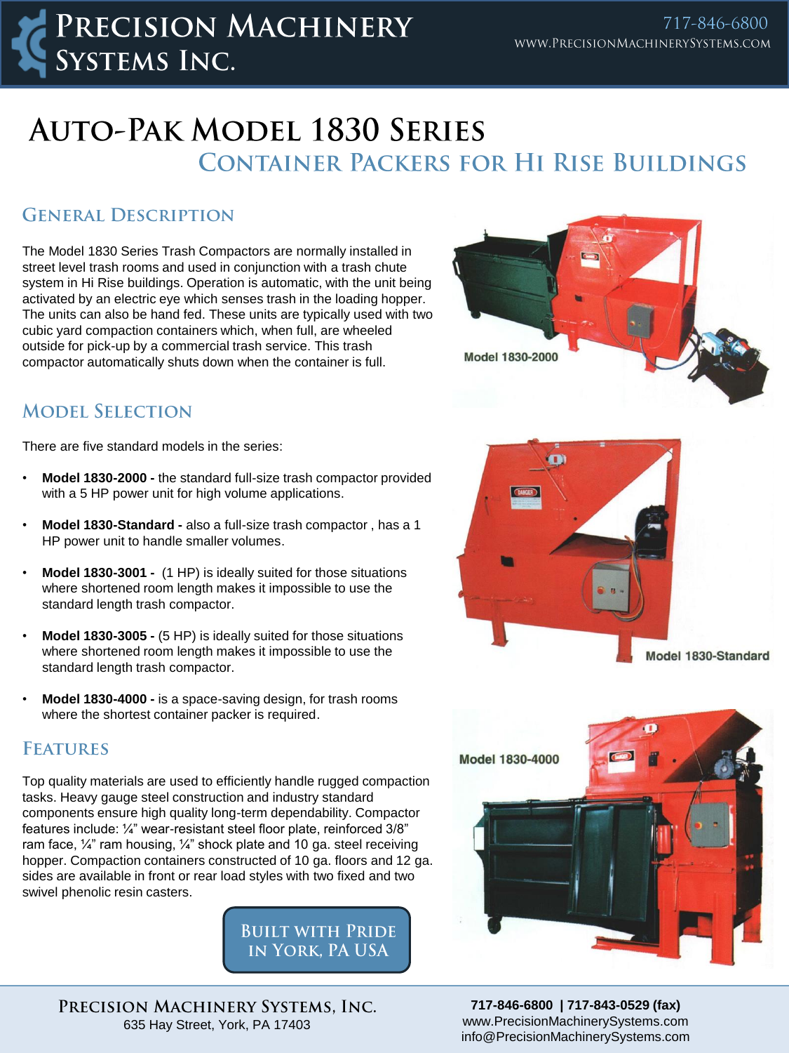# Auto-Pak Model 1830 Series

## Container Packers for Hi Rise Buildings

### General Description

The Model 1830 Series Trash Compactors are normally installed in street level trash rooms and used in conjunction with a trash chute system in Hi Rise buildings. Operation is automatic, with the unit being activated by an electric eye which senses trash in the loading hopper. The units can also be hand fed. These units are typically used with two cubic yard compaction containers which, when full, are wheeled outside for pick-up by a commercial trash service. This trash compactor automatically shuts down when the container is full.

Model 1830-2000

### Model Selection

There are five standard models in the series:

- **Model 1830-2000 -** the standard full-size trash compactor provided with a 5 HP power unit for high volume applications.
- **Model 1830-Standard -** also a full-size trash compactor , has a 1 HP power unit to handle smaller volumes.
- **Model 1830-3001 -** (1 HP) is ideally suited for those situations where shortened room length makes it impossible to use the standard length trash compactor.
- **Model 1830-3005 -** (5 HP) is ideally suited for those situations where shortened room length makes it impossible to use the standard length trash compactor.
- **Model 1830-4000 -** is a space-saving design, for trash rooms where the shortest container packer is required.

Model 1830-Standard

### Features

Top quality materials are used to efficiently handle rugged compaction tasks. Heavy gauge steel construction and industry standard components ensure high quality long-term dependability. Compactor features include: ¼" wear-resistant steel floor plate, reinforced 3/8" ram face, ¼" ram housing, ¼" shock plate and 10 ga. steel receiving hopper. Compaction containers constructed of 10 ga. floors and 12 ga. sides are available in front or rear load styles with two fixed and two swivel phenolic resin casters.

Model 1830-4000

**Built with Pride in York, PA USA**

**Precision Machinery Systems, Inc.**
635 Hay Street, York, PA 17403

**717-846-6800 | 717-843-0529 (fax)**
www.PrecisionMachinerySystems.com
info@PrecisionMachinerySystems.com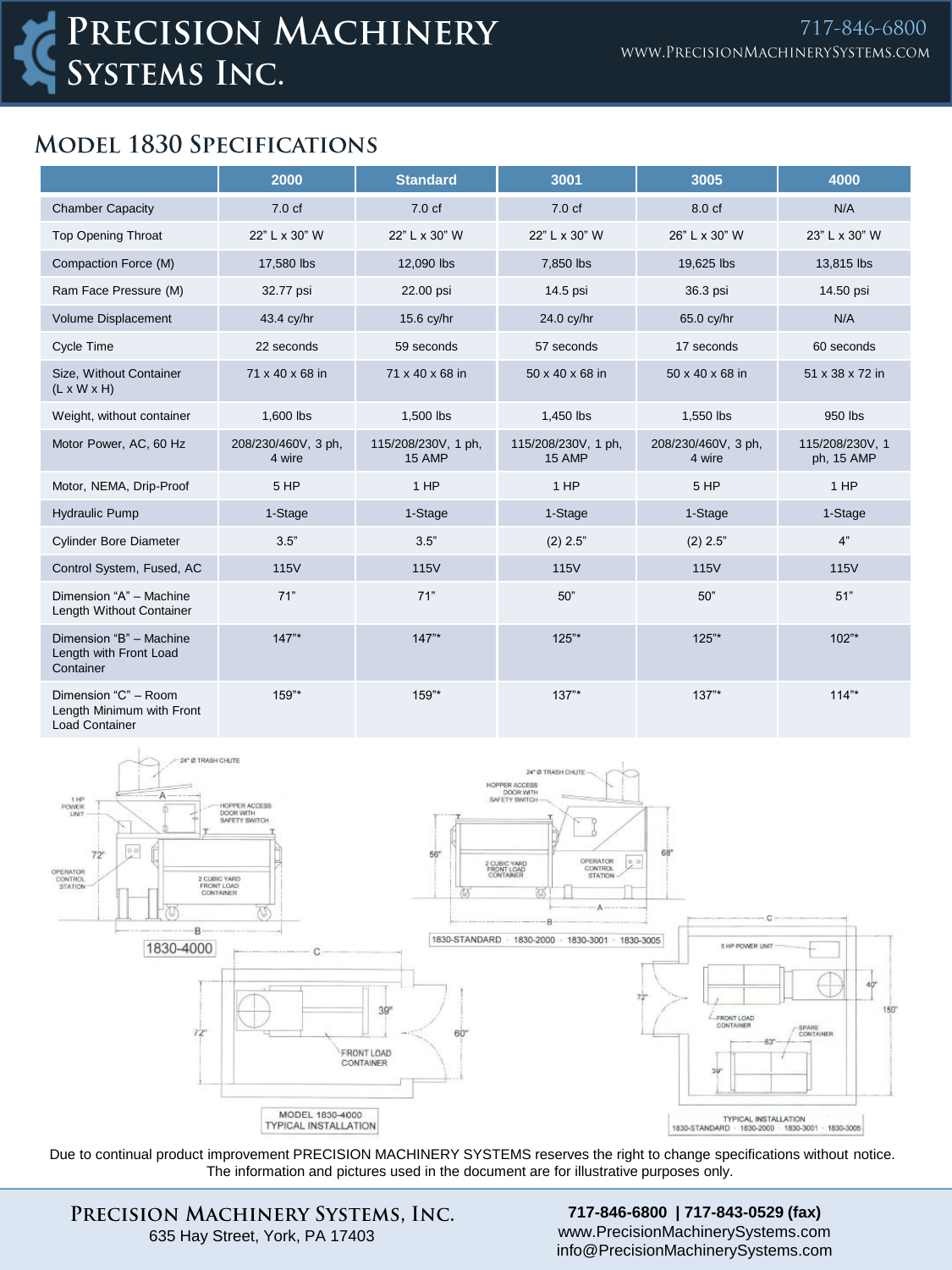# Model 1830 Specifications

| | 2000 | Standard | 3001 | 3005 | 4000 |
|---|---|---|---|---|---|
| Chamber Capacity | 7.0 cf | 7.0 cf | 7.0 cf | 8.0 cf | N/A |
| Top Opening Throat | 22" L x 30" W | 22" L x 30" W | 22" L x 30" W | 26" L x 30" W | 23" L x 30" W |
| Compaction Force (M) | 17,580 lbs | 12,090 lbs | 7,850 lbs | 19,625 lbs | 13,815 lbs |
| Ram Face Pressure (M) | 32.77 psi | 22.00 psi | 14.5 psi | 36.3 psi | 14.50 psi |
| Volume Displacement | 43.4 cy/hr | 15.6 cy/hr | 24.0 cy/hr | 65.0 cy/hr | N/A |
| Cycle Time | 22 seconds | 59 seconds | 57 seconds | 17 seconds | 60 seconds |
| Size, Without Container (L x W x H) | 71 x 40 x 68 in | 71 x 40 x 68 in | 50 x 40 x 68 in | 50 x 40 x 68 in | 51 x 38 x 72 in |
| Weight, without container | 1,600 lbs | 1,500 lbs | 1,450 lbs | 1,550 lbs | 950 lbs |
| Motor Power, AC, 60 Hz | 208/230/460V, 3 ph, 4 wire | 115/208/230V, 1 ph, 15 AMP | 115/208/230V, 1 ph, 15 AMP | 208/230/460V, 3 ph, 4 wire | 115/208/230V, 1 ph, 15 AMP |
| Motor, NEMA, Drip-Proof | 5 HP | 1 HP | 1 HP | 5 HP | 1 HP |
| Hydraulic Pump | 1-Stage | 1-Stage | 1-Stage | 1-Stage | 1-Stage |
| Cylinder Bore Diameter | 3.5" | 3.5" | (2) 2.5" | (2) 2.5" | 4" |
| Control System, Fused, AC | 115V | 115V | 115V | 115V | 115V |
| Dimension "A" – Machine Length Without Container | 71" | 71" | 50" | 50" | 51" |
| Dimension "B" – Machine Length with Front Load Container | 147"* | 147"* | 125"* | 125"* | 102"* |
| Dimension "C" – Room Length Minimum with Front Load Container | 159"* | 159"* | 137"* | 137"* | 114"* |

24" Ø TRASH CHUTE
1 HP POWER UNIT
HOPPER ACCESS DOOR WITH SAFETY SWITCH
72"
OPERATOR CONTROL STATION
2 CUBIC YARD FRONT LOAD CONTAINER
A
B
1830-4000

24" Ø TRASH CHUTE
HOPPER ACCESS DOOR WITH SAFETY SWITCH
56"
2 CUBIC YARD FRONT LOAD CONTAINER
OPERATOR CONTROL STATION
68"
A
B
1830-STANDARD · 1830-2000 · 1830-3001 · 1830-3005

C
72"
39"
60"
FRONT LOAD CONTAINER
MODEL 1830-4000 TYPICAL INSTALLATION

C
5 HP POWER UNIT
40"
72"
150"
FRONT LOAD CONTAINER
SPARE CONTAINER
83"
39"
TYPICAL INSTALLATION
1830-STANDARD · 1830-2000 · 1830-3001 · 1830-3005

Due to continual product improvement PRECISION MACHINERY SYSTEMS reserves the right to change specifications without notice. The information and pictures used in the document are for illustrative purposes only.

**Precision Machinery Systems, Inc.**
635 Hay Street, York, PA 17403

**717-846-6800 | 717-843-0529 (fax)**
www.PrecisionMachinerySystems.com
info@PrecisionMachinerySystems.com